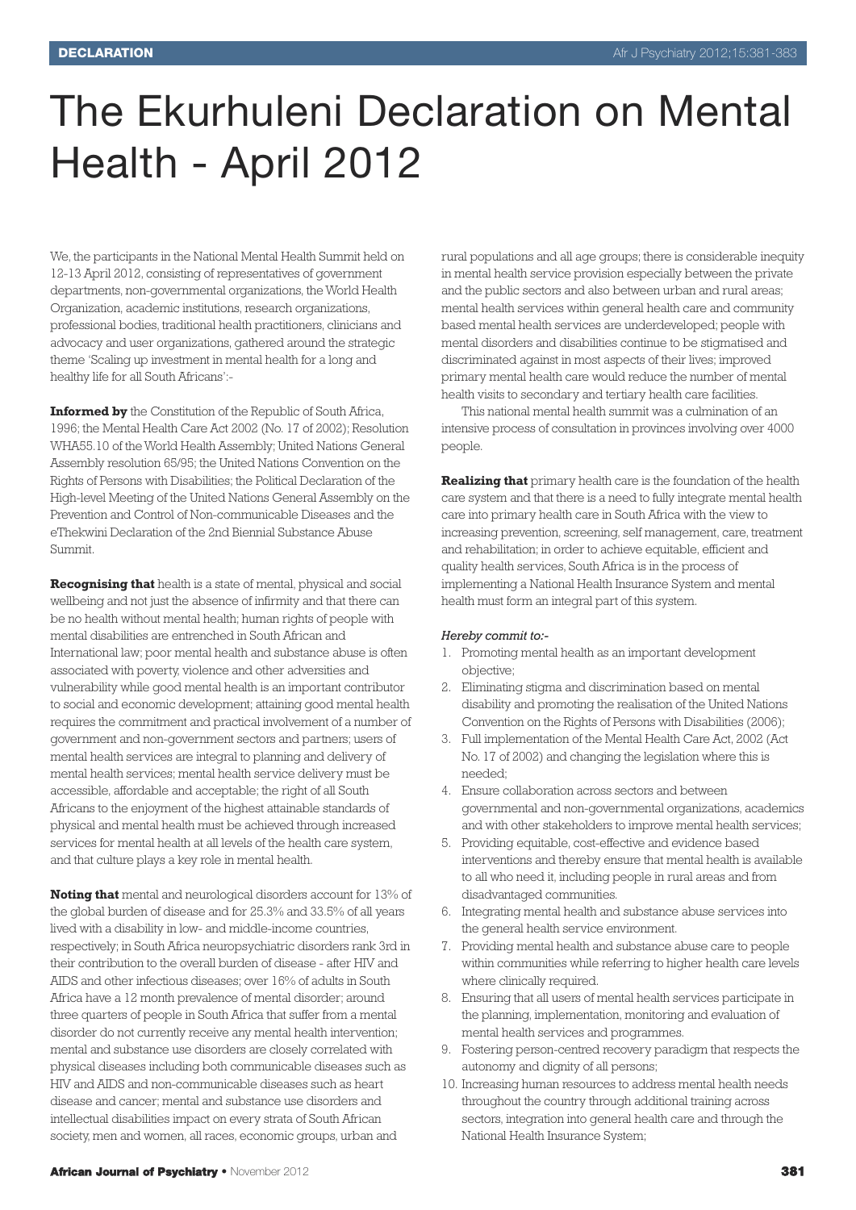# The Ekurhuleni Declaration on Mental Health - April 2012

We, the participants in the National Mental Health Summit held on 12-13 April 2012, consisting of representatives of government departments, non-governmental organizations, the World Health Organization, academic institutions, research organizations, professional bodies, traditional health practitioners, clinicians and advocacy and user organizations, gathered around the strategic theme 'Scaling up investment in mental health for a long and healthy life for all South Africans':-

**Informed by** the Constitution of the Republic of South Africa, 1996; the Mental Health Care Act 2002 (No. 17 of 2002); Resolution WHA55.10 of the World Health Assembly; United Nations General Assembly resolution 65/95; the United Nations Convention on the Rights of Persons with Disabilities; the Political Declaration of the High-level Meeting of the United Nations General Assembly on the Prevention and Control of Non-communicable Diseases and the eThekwini Declaration of the 2nd Biennial Substance Abuse Summit.

**Recognising that** health is a state of mental, physical and social wellbeing and not just the absence of infirmity and that there can be no health without mental health; human rights of people with mental disabilities are entrenched in South African and International law; poor mental health and substance abuse is often associated with poverty, violence and other adversities and vulnerability while good mental health is an important contributor to social and economic development; attaining good mental health requires the commitment and practical involvement of a number of government and non-government sectors and partners; users of mental health services are integral to planning and delivery of mental health services; mental health service delivery must be accessible, affordable and acceptable; the right of all South Africans to the enjoyment of the highest attainable standards of physical and mental health must be achieved through increased services for mental health at all levels of the health care system, and that culture plays a key role in mental health.

**Noting that** mental and neurological disorders account for 13% of the global burden of disease and for 25.3% and 33.5% of all years lived with a disability in low- and middle-income countries, respectively; in South Africa neuropsychiatric disorders rank 3rd in their contribution to the overall burden of disease - after HIV and AIDS and other infectious diseases; over 16% of adults in South Africa have a 12 month prevalence of mental disorder; around three quarters of people in South Africa that suffer from a mental disorder do not currently receive any mental health intervention; mental and substance use disorders are closely correlated with physical diseases including both communicable diseases such as HIV and AIDS and non-communicable diseases such as heart disease and cancer; mental and substance use disorders and intellectual disabilities impact on every strata of South African society, men and women, all races, economic groups, urban and rural populations and all age groups; there is considerable inequity in mental health service provision especially between the private and the public sectors and also between urban and rural areas; mental health services within general health care and community based mental health services are underdeveloped; people with mental disorders and disabilities continue to be stigmatised and discriminated against in most aspects of their lives; improved primary mental health care would reduce the number of mental health visits to secondary and tertiary health care facilities.

This national mental health summit was a culmination of an intensive process of consultation in provinces involving over 4000 people.

**Realizing that** primary health care is the foundation of the health care system and that there is a need to fully integrate mental health care into primary health care in South Africa with the view to increasing prevention, screening, self management, care, treatment and rehabilitation; in order to achieve equitable, efficient and quality health services, South Africa is in the process of implementing a National Health Insurance System and mental health must form an integral part of this system.

*Hereby commit to:-*

1. Promoting mental health as an important development objective;
2. Eliminating stigma and discrimination based on mental disability and promoting the realisation of the United Nations Convention on the Rights of Persons with Disabilities (2006);
3. Full implementation of the Mental Health Care Act, 2002 (Act No. 17 of 2002) and changing the legislation where this is needed;
4. Ensure collaboration across sectors and between governmental and non-governmental organizations, academics and with other stakeholders to improve mental health services;
5. Providing equitable, cost-effective and evidence based interventions and thereby ensure that mental health is available to all who need it, including people in rural areas and from disadvantaged communities.
6. Integrating mental health and substance abuse services into the general health service environment.
7. Providing mental health and substance abuse care to people within communities while referring to higher health care levels where clinically required.
8. Ensuring that all users of mental health services participate in the planning, implementation, monitoring and evaluation of mental health services and programmes.
9. Fostering person-centred recovery paradigm that respects the autonomy and dignity of all persons;
10. Increasing human resources to address mental health needs throughout the country through additional training across sectors, integration into general health care and through the National Health Insurance System;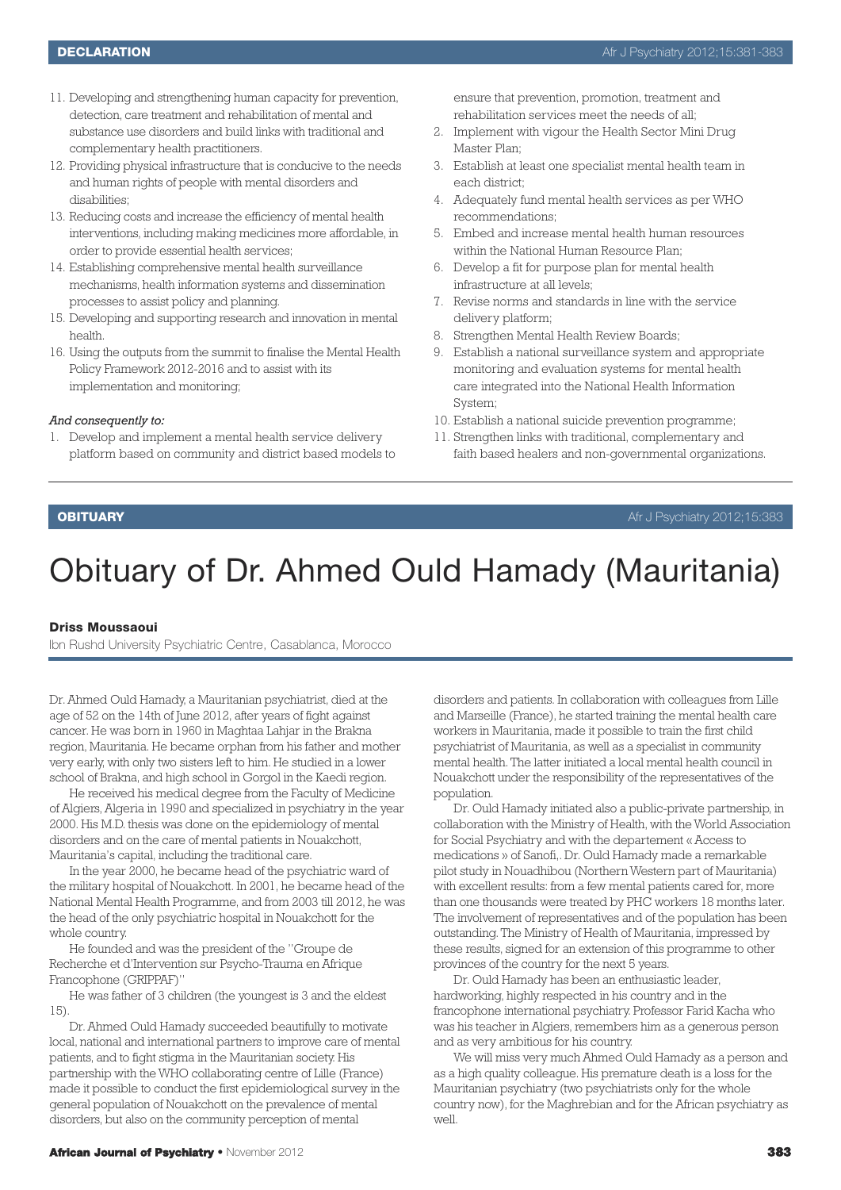11. Developing and strengthening human capacity for prevention, detection, care treatment and rehabilitation of mental and substance use disorders and build links with traditional and complementary health practitioners.
12. Providing physical infrastructure that is conducive to the needs and human rights of people with mental disorders and disabilities;
13. Reducing costs and increase the efficiency of mental health interventions, including making medicines more affordable, in order to provide essential health services;
14. Establishing comprehensive mental health surveillance mechanisms, health information systems and dissemination processes to assist policy and planning.
15. Developing and supporting research and innovation in mental health.
16. Using the outputs from the summit to finalise the Mental Health Policy Framework 2012-2016 and to assist with its implementation and monitoring;

*And consequently to:*

1. Develop and implement a mental health service delivery platform based on community and district based models to ensure that prevention, promotion, treatment and rehabilitation services meet the needs of all;
2. Implement with vigour the Health Sector Mini Drug Master Plan;
3. Establish at least one specialist mental health team in each district;
4. Adequately fund mental health services as per WHO recommendations;
5. Embed and increase mental health human resources within the National Human Resource Plan;
6. Develop a fit for purpose plan for mental health infrastructure at all levels;
7. Revise norms and standards in line with the service delivery platform;
8. Strengthen Mental Health Review Boards;
9. Establish a national surveillance system and appropriate monitoring and evaluation systems for mental health care integrated into the National Health Information System;
10. Establish a national suicide prevention programme;
11. Strengthen links with traditional, complementary and faith based healers and non-governmental organizations.

**OBITUARY**

# Obituary of Dr. Ahmed Ould Hamady (Mauritania)

**Driss Moussaoui**

Ibn Rushd University Psychiatric Centre, Casablanca, Morocco

Dr. Ahmed Ould Hamady, a Mauritanian psychiatrist, died at the age of 52 on the 14th of June 2012, after years of fight against cancer. He was born in 1960 in Maghtaa Lahjar in the Brakna region, Mauritania. He became orphan from his father and mother very early, with only two sisters left to him. He studied in a lower school of Brakna, and high school in Gorgol in the Kaedi region.

He received his medical degree from the Faculty of Medicine of Algiers, Algeria in 1990 and specialized in psychiatry in the year 2000. His M.D. thesis was done on the epidemiology of mental disorders and on the care of mental patients in Nouakchott, Mauritania's capital, including the traditional care.

In the year 2000, he became head of the psychiatric ward of the military hospital of Nouakchott. In 2001, he became head of the National Mental Health Programme, and from 2003 till 2012, he was the head of the only psychiatric hospital in Nouakchott for the whole country.

He founded and was the president of the "Groupe de Recherche et d'Intervention sur Psycho-Trauma en Afrique Francophone (GRIPPAF)"

He was father of 3 children (the youngest is 3 and the eldest 15).

Dr. Ahmed Ould Hamady succeeded beautifully to motivate local, national and international partners to improve care of mental patients, and to fight stigma in the Mauritanian society. His partnership with the WHO collaborating centre of Lille (France) made it possible to conduct the first epidemiological survey in the general population of Nouakchott on the prevalence of mental disorders, but also on the community perception of mental disorders and patients. In collaboration with colleagues from Lille and Marseille (France), he started training the mental health care workers in Mauritania, made it possible to train the first child psychiatrist of Mauritania, as well as a specialist in community mental health. The latter initiated a local mental health council in Nouakchott under the responsibility of the representatives of the population.

Dr. Ould Hamady initiated also a public-private partnership, in collaboration with the Ministry of Health, with the World Association for Social Psychiatry and with the departement « Access to medications » of Sanofi,. Dr. Ould Hamady made a remarkable pilot study in Nouadhibou (Northern Western part of Mauritania) with excellent results: from a few mental patients cared for, more than one thousands were treated by PHC workers 18 months later. The involvement of representatives and of the population has been outstanding. The Ministry of Health of Mauritania, impressed by these results, signed for an extension of this programme to other provinces of the country for the next 5 years.

Dr. Ould Hamady has been an enthusiastic leader, hardworking, highly respected in his country and in the francophone international psychiatry. Professor Farid Kacha who was his teacher in Algiers, remembers him as a generous person and as very ambitious for his country.

We will miss very much Ahmed Ould Hamady as a person and as a high quality colleague. His premature death is a loss for the Mauritanian psychiatry (two psychiatrists only for the whole country now), for the Maghrebian and for the African psychiatry as well.